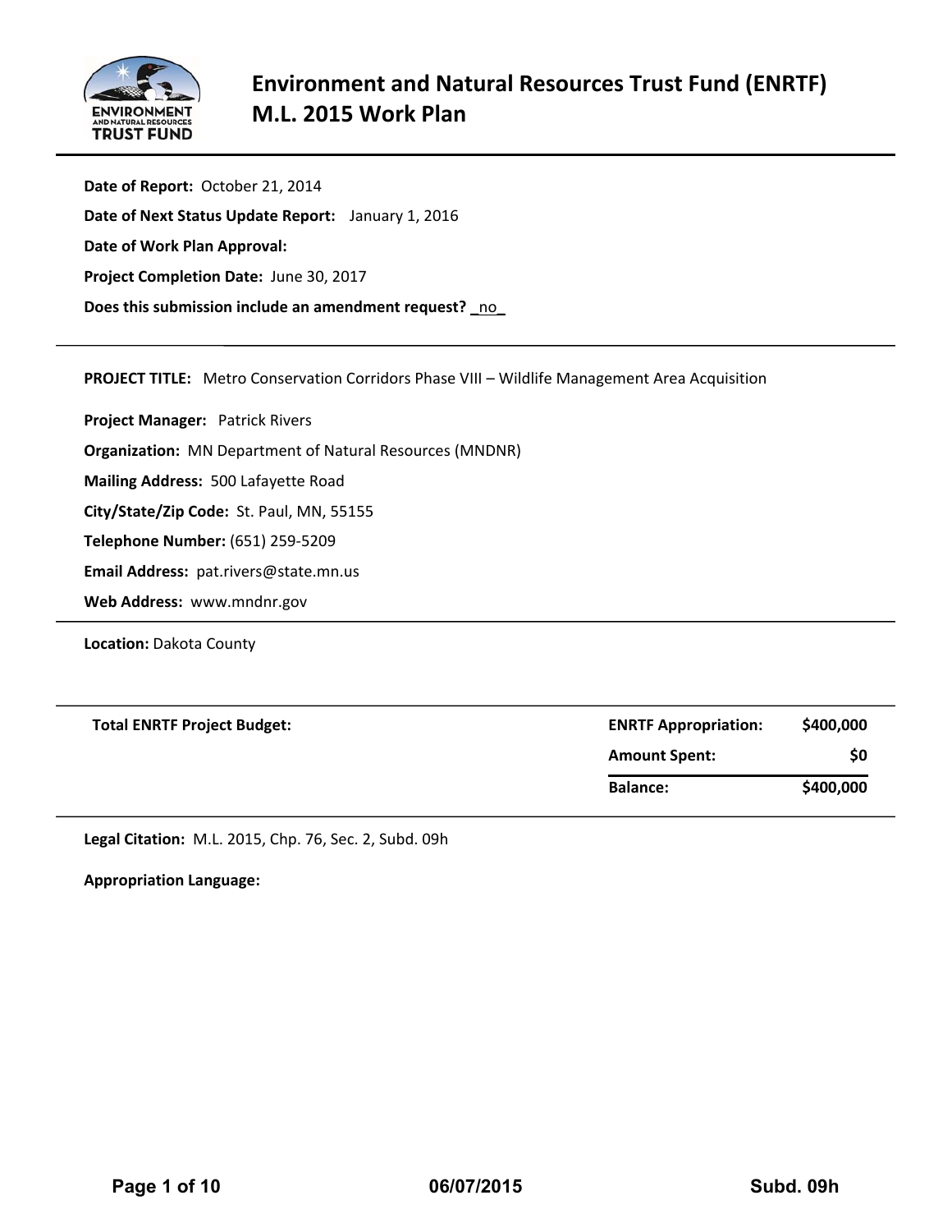# Environment and Natural Resources Trust Fund (ENRTF) M.L. 2015 Work Plan

**Date of Report:** October 21, 2014

**Date of Next Status Update Report:** January 1, 2016

**Date of Work Plan Approval:**

**Project Completion Date:** June 30, 2017

**Does this submission include an amendment request?** _no_

---

**PROJECT TITLE:** Metro Conservation Corridors Phase VIII – Wildlife Management Area Acquisition

**Project Manager:** Patrick Rivers

**Organization:** MN Department of Natural Resources (MNDNR)

**Mailing Address:** 500 Lafayette Road

**City/State/Zip Code:** St. Paul, MN, 55155

**Telephone Number:** (651) 259-5209

**Email Address:** pat.rivers@state.mn.us

**Web Address:** www.mndnr.gov

---

**Location:** Dakota County

---

| **Total ENRTF Project Budget:** | **ENRTF Appropriation:** | **$400,000** |
|---|---|---|
| | **Amount Spent:** | **$0** |
| | **Balance:** | **$400,000** |

---

**Legal Citation:** M.L. 2015, Chp. 76, Sec. 2, Subd. 09h

**Appropriation Language:**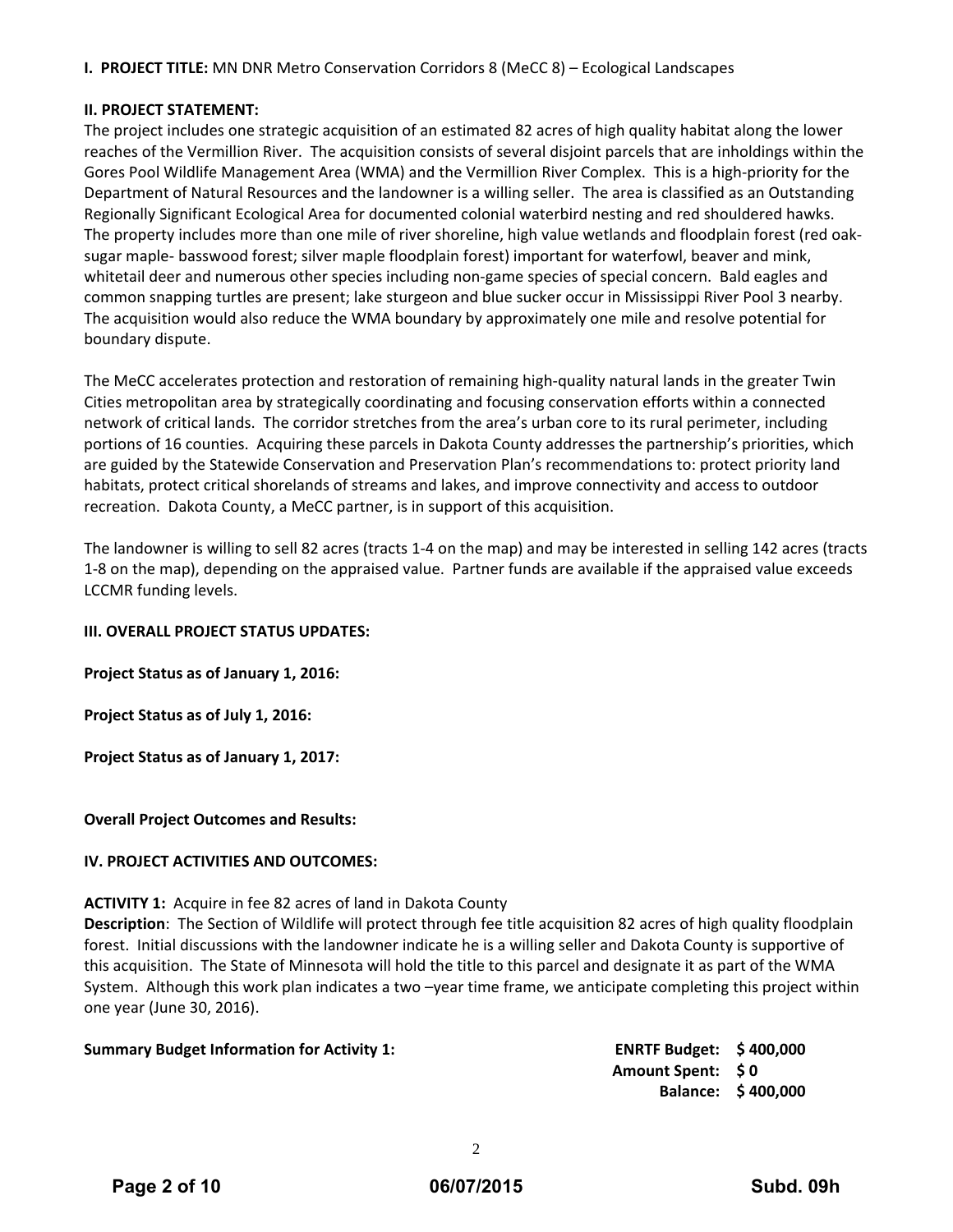**I. PROJECT TITLE:** MN DNR Metro Conservation Corridors 8 (MeCC 8) – Ecological Landscapes

**II. PROJECT STATEMENT:**

The project includes one strategic acquisition of an estimated 82 acres of high quality habitat along the lower reaches of the Vermillion River. The acquisition consists of several disjoint parcels that are inholdings within the Gores Pool Wildlife Management Area (WMA) and the Vermillion River Complex. This is a high-priority for the Department of Natural Resources and the landowner is a willing seller. The area is classified as an Outstanding Regionally Significant Ecological Area for documented colonial waterbird nesting and red shouldered hawks. The property includes more than one mile of river shoreline, high value wetlands and floodplain forest (red oak-sugar maple- basswood forest; silver maple floodplain forest) important for waterfowl, beaver and mink, whitetail deer and numerous other species including non-game species of special concern. Bald eagles and common snapping turtles are present; lake sturgeon and blue sucker occur in Mississippi River Pool 3 nearby. The acquisition would also reduce the WMA boundary by approximately one mile and resolve potential for boundary dispute.

The MeCC accelerates protection and restoration of remaining high-quality natural lands in the greater Twin Cities metropolitan area by strategically coordinating and focusing conservation efforts within a connected network of critical lands. The corridor stretches from the area's urban core to its rural perimeter, including portions of 16 counties. Acquiring these parcels in Dakota County addresses the partnership's priorities, which are guided by the Statewide Conservation and Preservation Plan's recommendations to: protect priority land habitats, protect critical shorelands of streams and lakes, and improve connectivity and access to outdoor recreation. Dakota County, a MeCC partner, is in support of this acquisition.

The landowner is willing to sell 82 acres (tracts 1-4 on the map) and may be interested in selling 142 acres (tracts 1-8 on the map), depending on the appraised value. Partner funds are available if the appraised value exceeds LCCMR funding levels.

**III. OVERALL PROJECT STATUS UPDATES:**

**Project Status as of January 1, 2016:**

**Project Status as of July 1, 2016:**

**Project Status as of January 1, 2017:**

**Overall Project Outcomes and Results:**

**IV. PROJECT ACTIVITIES AND OUTCOMES:**

**ACTIVITY 1:** Acquire in fee 82 acres of land in Dakota County

**Description**: The Section of Wildlife will protect through fee title acquisition 82 acres of high quality floodplain forest. Initial discussions with the landowner indicate he is a willing seller and Dakota County is supportive of this acquisition. The State of Minnesota will hold the title to this parcel and designate it as part of the WMA System. Although this work plan indicates a two –year time frame, we anticipate completing this project within one year (June 30, 2016).

**Summary Budget Information for Activity 1:**

| | |
|---|---|
| **ENRTF Budget:** | **$ 400,000** |
| **Amount Spent:** | **$ 0** |
| **Balance:** | **$ 400,000** |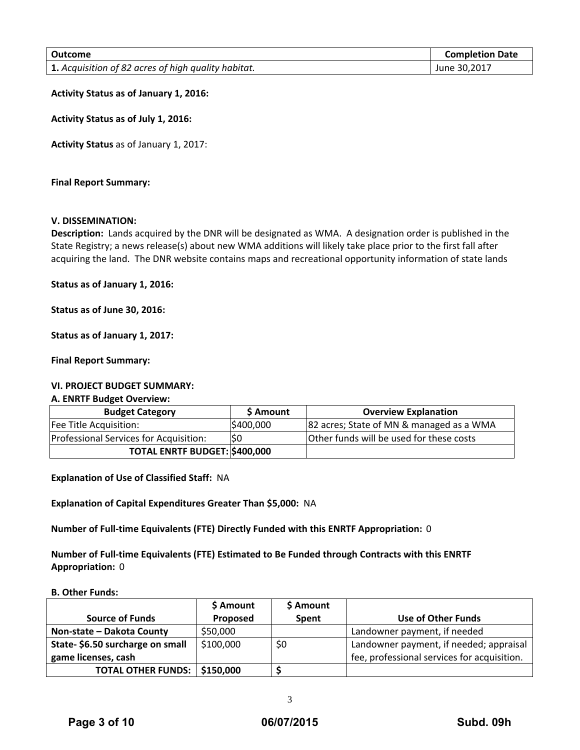| Outcome | Completion Date |
|---|---|
| **1.** *Acquisition of 82 acres of high quality habitat.* | June 30,2017 |

**Activity Status as of January 1, 2016:**

**Activity Status as of July 1, 2016:**

**Activity Status** as of January 1, 2017:

**Final Report Summary:**

**V. DISSEMINATION:**

**Description:** Lands acquired by the DNR will be designated as WMA. A designation order is published in the State Registry; a news release(s) about new WMA additions will likely take place prior to the first fall after acquiring the land. The DNR website contains maps and recreational opportunity information of state lands

**Status as of January 1, 2016:**

**Status as of June 30, 2016:**

**Status as of January 1, 2017:**

**Final Report Summary:**

**VI. PROJECT BUDGET SUMMARY:**

**A. ENRTF Budget Overview:**

| Budget Category | $ Amount | Overview Explanation |
|---|---|---|
| Fee Title Acquisition: | $400,000 | 82 acres; State of MN & managed as a WMA |
| Professional Services for Acquisition: | $0 | Other funds will be used for these costs |
| **TOTAL ENRTF BUDGET:** | **$400,000** | |

**Explanation of Use of Classified Staff:** NA

**Explanation of Capital Expenditures Greater Than $5,000:** NA

**Number of Full-time Equivalents (FTE) Directly Funded with this ENRTF Appropriation:** 0

**Number of Full-time Equivalents (FTE) Estimated to Be Funded through Contracts with this ENRTF Appropriation:** 0

**B. Other Funds:**

| Source of Funds | $ Amount Proposed | $ Amount Spent | Use of Other Funds |
|---|---|---|---|
| **Non-state – Dakota County** | $50,000 | | Landowner payment, if needed |
| **State- $6.50 surcharge on small game licenses, cash** | $100,000 | $0 | Landowner payment, if needed; appraisal fee, professional services for acquisition. |
| **TOTAL OTHER FUNDS:** | **$150,000** | **$** | |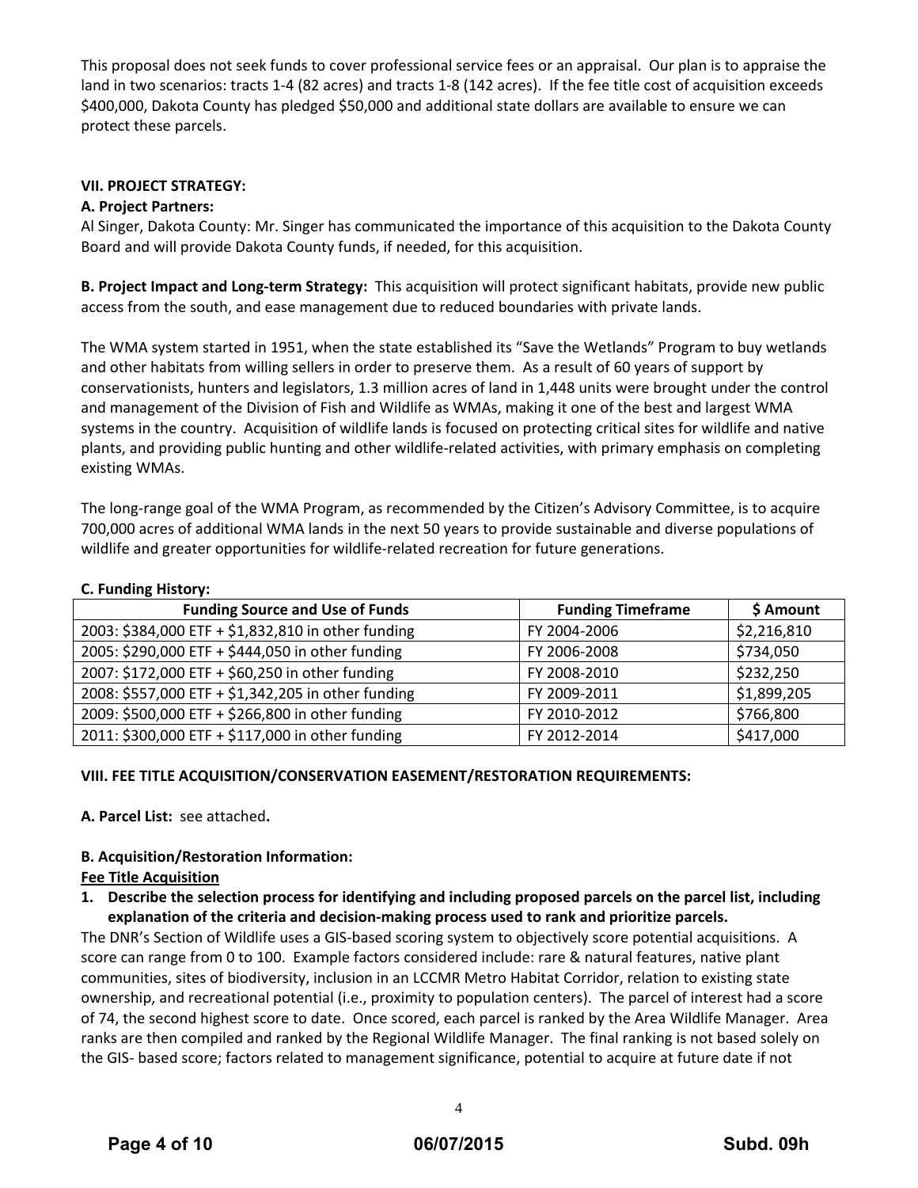This proposal does not seek funds to cover professional service fees or an appraisal. Our plan is to appraise the land in two scenarios: tracts 1-4 (82 acres) and tracts 1-8 (142 acres). If the fee title cost of acquisition exceeds $400,000, Dakota County has pledged $50,000 and additional state dollars are available to ensure we can protect these parcels.

**VII. PROJECT STRATEGY:**

**A. Project Partners:**

Al Singer, Dakota County: Mr. Singer has communicated the importance of this acquisition to the Dakota County Board and will provide Dakota County funds, if needed, for this acquisition.

**B. Project Impact and Long-term Strategy:** This acquisition will protect significant habitats, provide new public access from the south, and ease management due to reduced boundaries with private lands.

The WMA system started in 1951, when the state established its "Save the Wetlands" Program to buy wetlands and other habitats from willing sellers in order to preserve them. As a result of 60 years of support by conservationists, hunters and legislators, 1.3 million acres of land in 1,448 units were brought under the control and management of the Division of Fish and Wildlife as WMAs, making it one of the best and largest WMA systems in the country. Acquisition of wildlife lands is focused on protecting critical sites for wildlife and native plants, and providing public hunting and other wildlife-related activities, with primary emphasis on completing existing WMAs.

The long-range goal of the WMA Program, as recommended by the Citizen's Advisory Committee, is to acquire 700,000 acres of additional WMA lands in the next 50 years to provide sustainable and diverse populations of wildlife and greater opportunities for wildlife-related recreation for future generations.

**C. Funding History:**

| Funding Source and Use of Funds | Funding Timeframe | $ Amount |
|---|---|---|
| 2003: $384,000 ETF + $1,832,810 in other funding | FY 2004-2006 | $2,216,810 |
| 2005: $290,000 ETF + $444,050 in other funding | FY 2006-2008 | $734,050 |
| 2007: $172,000 ETF + $60,250 in other funding | FY 2008-2010 | $232,250 |
| 2008: $557,000 ETF + $1,342,205 in other funding | FY 2009-2011 | $1,899,205 |
| 2009: $500,000 ETF + $266,800 in other funding | FY 2010-2012 | $766,800 |
| 2011: $300,000 ETF + $117,000 in other funding | FY 2012-2014 | $417,000 |

**VIII. FEE TITLE ACQUISITION/CONSERVATION EASEMENT/RESTORATION REQUIREMENTS:**

**A. Parcel List:** see attached**.**

**B. Acquisition/Restoration Information:**

**Fee Title Acquisition**

1. **Describe the selection process for identifying and including proposed parcels on the parcel list, including explanation of the criteria and decision-making process used to rank and prioritize parcels.**

The DNR's Section of Wildlife uses a GIS-based scoring system to objectively score potential acquisitions. A score can range from 0 to 100. Example factors considered include: rare & natural features, native plant communities, sites of biodiversity, inclusion in an LCCMR Metro Habitat Corridor, relation to existing state ownership, and recreational potential (i.e., proximity to population centers). The parcel of interest had a score of 74, the second highest score to date. Once scored, each parcel is ranked by the Area Wildlife Manager. Area ranks are then compiled and ranked by the Regional Wildlife Manager. The final ranking is not based solely on the GIS- based score; factors related to management significance, potential to acquire at future date if not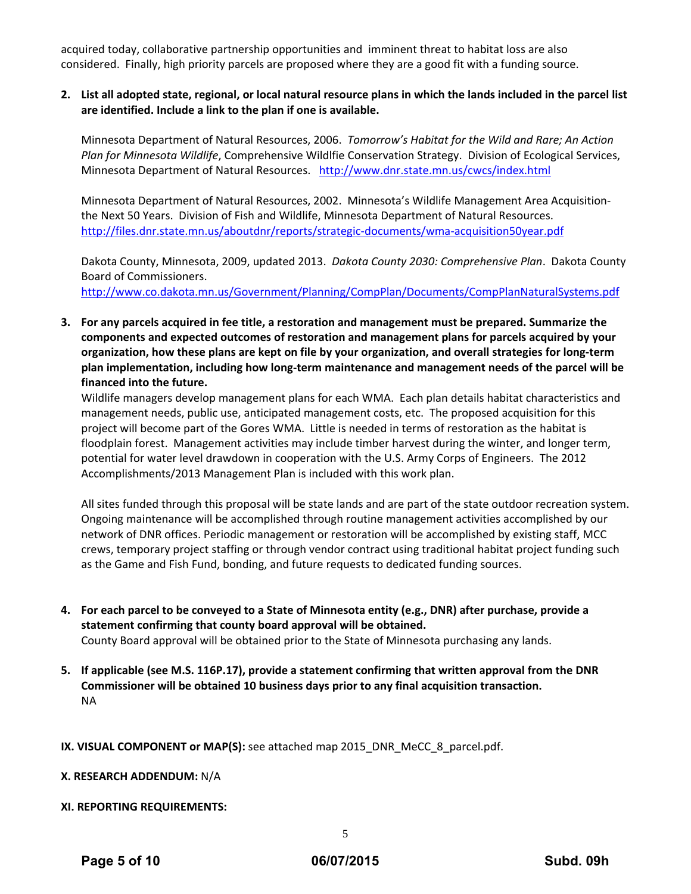acquired today, collaborative partnership opportunities and imminent threat to habitat loss are also considered. Finally, high priority parcels are proposed where they are a good fit with a funding source.

**2. List all adopted state, regional, or local natural resource plans in which the lands included in the parcel list are identified. Include a link to the plan if one is available.**

Minnesota Department of Natural Resources, 2006. *Tomorrow's Habitat for the Wild and Rare; An Action Plan for Minnesota Wildlife*, Comprehensive Wildlfie Conservation Strategy. Division of Ecological Services, Minnesota Department of Natural Resources. http://www.dnr.state.mn.us/cwcs/index.html

Minnesota Department of Natural Resources, 2002. Minnesota's Wildlife Management Area Acquisition-the Next 50 Years. Division of Fish and Wildlife, Minnesota Department of Natural Resources. http://files.dnr.state.mn.us/aboutdnr/reports/strategic-documents/wma-acquisition50year.pdf

Dakota County, Minnesota, 2009, updated 2013. *Dakota County 2030: Comprehensive Plan*. Dakota County Board of Commissioners. http://www.co.dakota.mn.us/Government/Planning/CompPlan/Documents/CompPlanNaturalSystems.pdf

**3. For any parcels acquired in fee title, a restoration and management must be prepared. Summarize the components and expected outcomes of restoration and management plans for parcels acquired by your organization, how these plans are kept on file by your organization, and overall strategies for long-term plan implementation, including how long-term maintenance and management needs of the parcel will be financed into the future.**

Wildlife managers develop management plans for each WMA. Each plan details habitat characteristics and management needs, public use, anticipated management costs, etc. The proposed acquisition for this project will become part of the Gores WMA. Little is needed in terms of restoration as the habitat is floodplain forest. Management activities may include timber harvest during the winter, and longer term, potential for water level drawdown in cooperation with the U.S. Army Corps of Engineers. The 2012 Accomplishments/2013 Management Plan is included with this work plan.

All sites funded through this proposal will be state lands and are part of the state outdoor recreation system. Ongoing maintenance will be accomplished through routine management activities accomplished by our network of DNR offices. Periodic management or restoration will be accomplished by existing staff, MCC crews, temporary project staffing or through vendor contract using traditional habitat project funding such as the Game and Fish Fund, bonding, and future requests to dedicated funding sources.

**4. For each parcel to be conveyed to a State of Minnesota entity (e.g., DNR) after purchase, provide a statement confirming that county board approval will be obtained.**

County Board approval will be obtained prior to the State of Minnesota purchasing any lands.

**5. If applicable (see M.S. 116P.17), provide a statement confirming that written approval from the DNR Commissioner will be obtained 10 business days prior to any final acquisition transaction.**

NA

**IX. VISUAL COMPONENT or MAP(S):** see attached map 2015_DNR_MeCC_8_parcel.pdf.

**X. RESEARCH ADDENDUM:** N/A

**XI. REPORTING REQUIREMENTS:**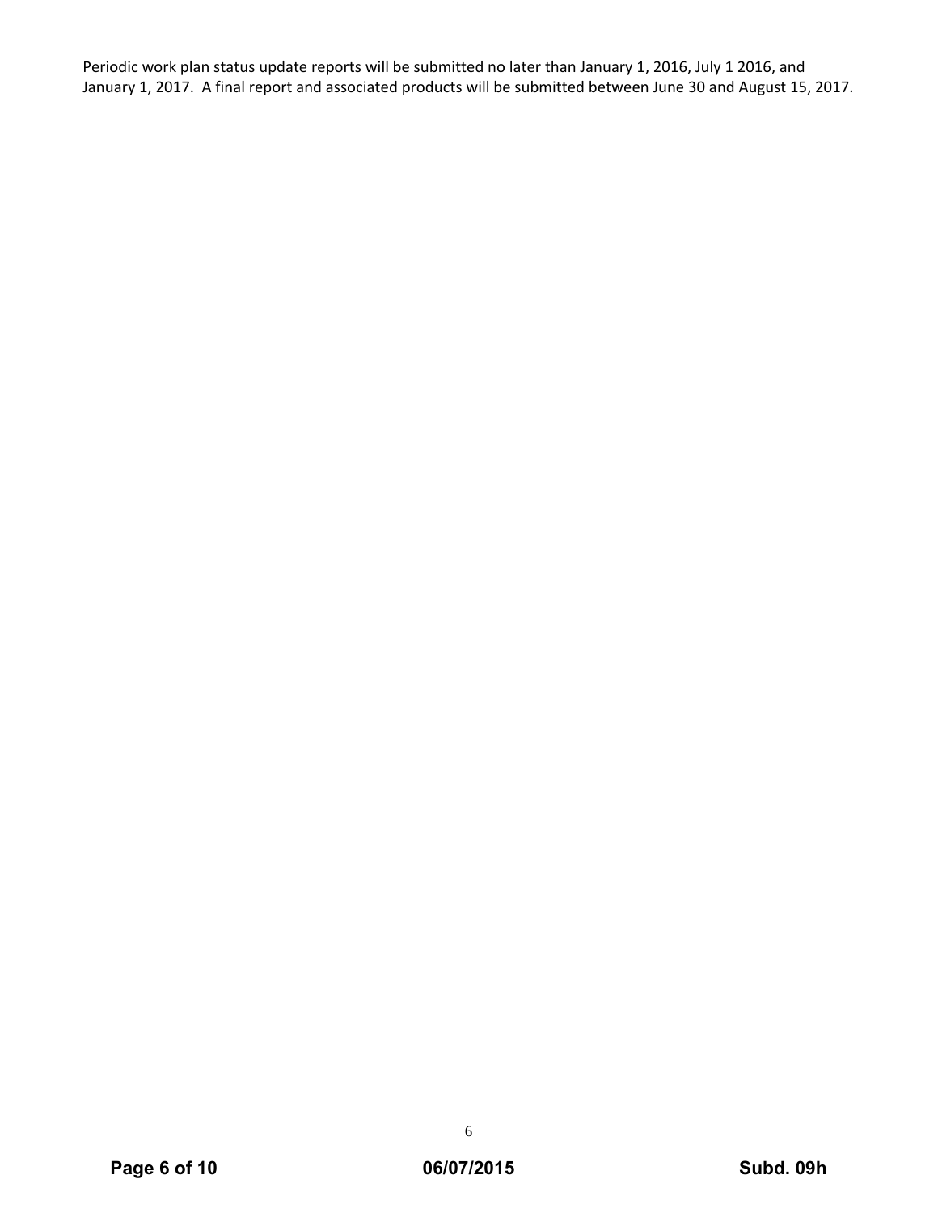Periodic work plan status update reports will be submitted no later than January 1, 2016, July 1 2016, and January 1, 2017. A final report and associated products will be submitted between June 30 and August 15, 2017.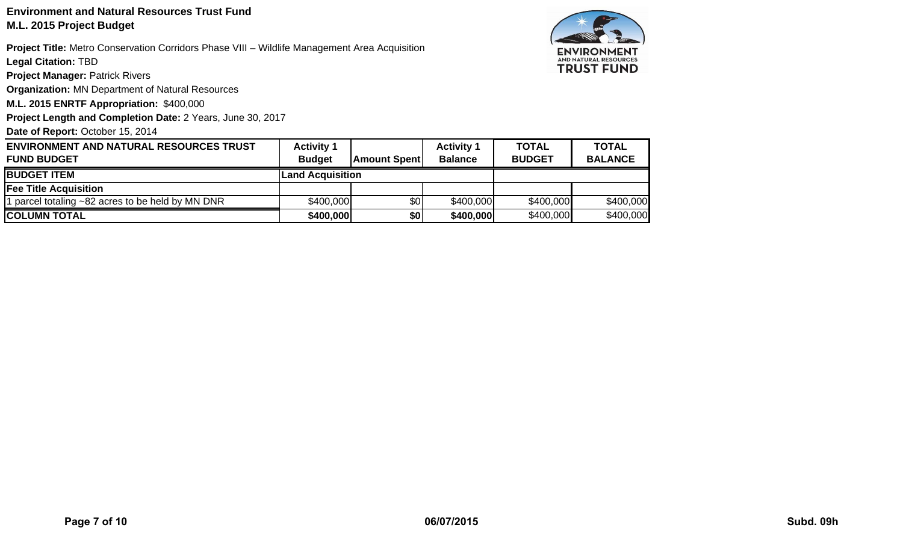**Environment and Natural Resources Trust Fund**
**M.L. 2015 Project Budget**

**Project Title:** Metro Conservation Corridors Phase VIII – Wildlife Management Area Acquisition

**Legal Citation:** TBD

**Project Manager:** Patrick Rivers

**Organization:** MN Department of Natural Resources

**M.L. 2015 ENRTF Appropriation:** $400,000

**Project Length and Completion Date:** 2 Years, June 30, 2017

**Date of Report:** October 15, 2014

| ENVIRONMENT AND NATURAL RESOURCES TRUST FUND BUDGET | Activity 1 Budget | Amount Spent | Activity 1 Balance | TOTAL BUDGET | TOTAL BALANCE |
|---|---|---|---|---|---|
| **BUDGET ITEM** | **Land Acquisition** | | | | |
| **Fee Title Acquisition** | | | | | |
| 1 parcel totaling ~82 acres to be held by MN DNR | $400,000 | $0 | $400,000 | $400,000 | $400,000 |
| **COLUMN TOTAL** | **$400,000** | **$0** | **$400,000** | $400,000 | $400,000 |

06/07/2015

Subd. 09h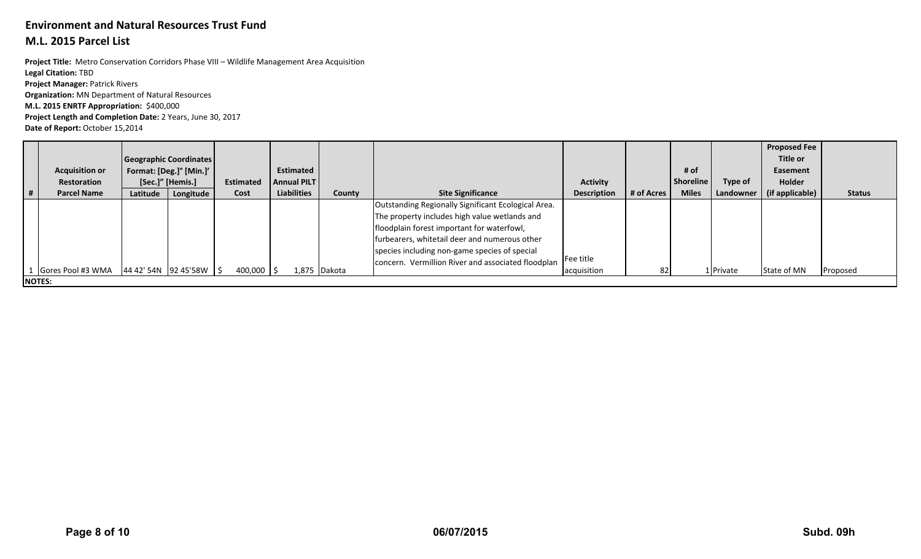## Environment and Natural Resources Trust Fund

## M.L. 2015 Parcel List

**Project Title:** Metro Conservation Corridors Phase VIII – Wildlife Management Area Acquisition
**Legal Citation:** TBD
**Project Manager:** Patrick Rivers
**Organization:** MN Department of Natural Resources
**M.L. 2015 ENRTF Appropriation:** $400,000
**Project Length and Completion Date:** 2 Years, June 30, 2017
**Date of Report:** October 15,2014

| # | Acquisition or Restoration Parcel Name | Geographic Coordinates Format: [Deg.]° [Min.]' [Sec.]" [Hemis.] Latitude | Longitude | Estimated Cost | Estimated Annual PILT Liabilities | County | Site Significance | Activity Description | # of Acres | # of Shoreline Miles | Type of Landowner | Proposed Fee Title or Easement Holder (if applicable) | Status |
|---|---|---|---|---|---|---|---|---|---|---|---|---|---|
| 1 | Gores Pool #3 WMA | 44 42' 54N | 92 45'58W | $ 400,000 | $ 1,875 | Dakota | Outstanding Regionally Significant Ecological Area. The property includes high value wetlands and floodplain forest important for waterfowl, furbearers, whitetail deer and numerous other species including non-game species of special concern. Vermillion River and associated floodplain | Fee title acquisition | 82 | 1 | Private | State of MN | Proposed |
| NOTES: | | | | | | | | | | | | | |

Subd. 09h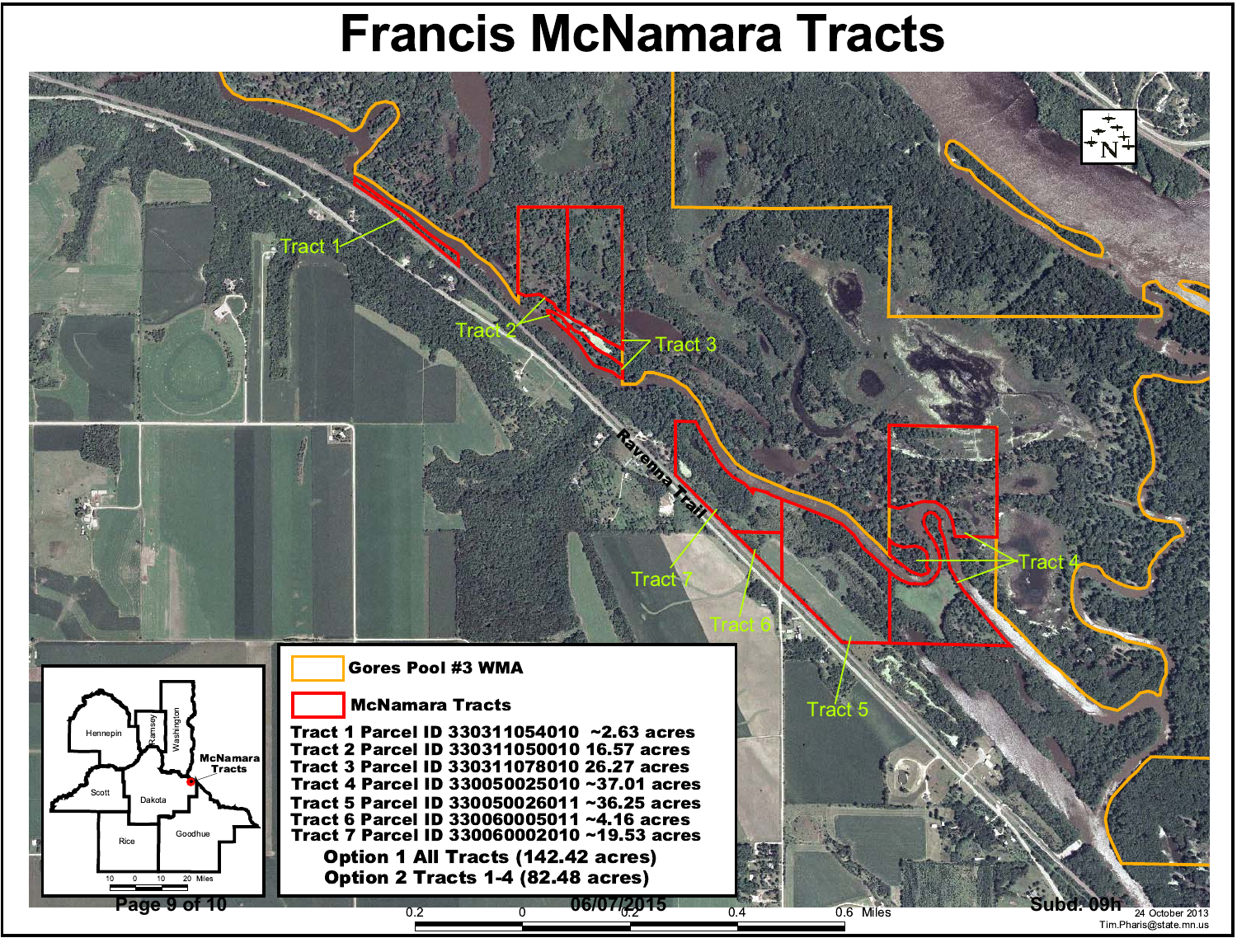# Francis McNamara Tracts

Gores Pool #3 WMA

McNamara Tracts

**Tract 1 Parcel ID 330311054010 ~2.63 acres**
**Tract 2 Parcel ID 330311050010 16.57 acres**
**Tract 3 Parcel ID 330311078010 26.27 acres**
**Tract 4 Parcel ID 330050025010 ~37.01 acres**
**Tract 5 Parcel ID 330050026011 ~36.25 acres**
**Tract 6 Parcel ID 330060005011 ~4.16 acres**
**Tract 7 Parcel ID 330060002010 ~19.53 acres**

**Option 1 All Tracts (142.42 acres)**
**Option 2 Tracts 1-4 (82.48 acres)**

Tract 1
Tract 2
Tract 3
Tract 4
Tract 5
Tract 6
Tract 7
Ravenna Trail

Hennepin
Ramsey
Washington
McNamara Tracts
Scott
Dakota
Rice
Goodhue
10 0 10 20 Miles

0.2 0 0.2 0.4 0.6 Miles

06/07/2015

Subd: 09h

24 October 2013
Tim.Pharis@state.mn.us